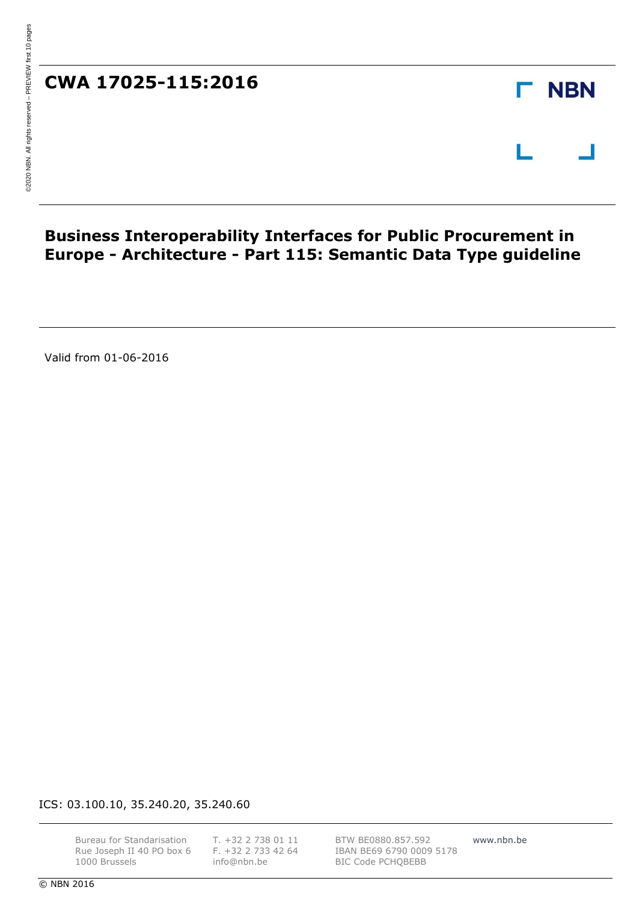# CWA 17025-115:2016

NBN

## Business Interoperability Interfaces for Public Procurement in Europe - Architecture - Part 115: Semantic Data Type guideline

Valid from 01-06-2016

ICS: 03.100.10, 35.240.20, 35.240.60

Bureau for Standarisation
Rue Joseph II 40 PO box 6
1000 Brussels

T. +32 2 738 01 11
F. +32 2 733 42 64
info@nbn.be

BTW BE0880.857.592
IBAN BE69 6790 0009 5178
BIC Code PCHQBEBB

www.nbn.be

© NBN 2016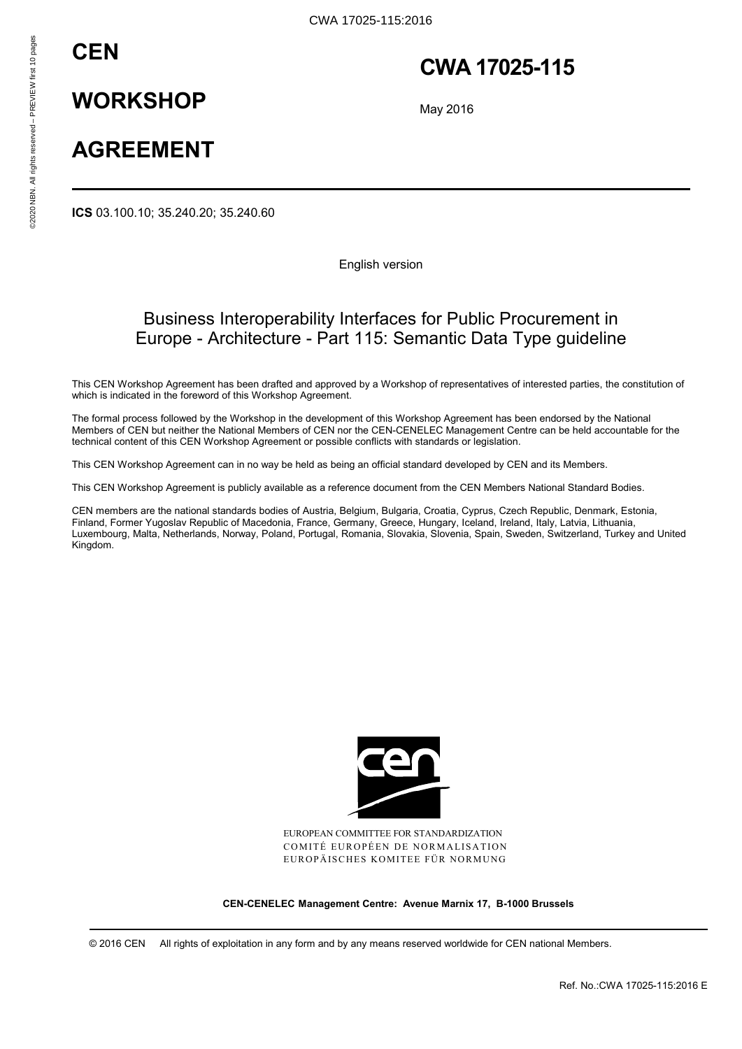# CEN

# WORKSHOP

# AGREEMENT

# CWA 17025-115

May 2016

**ICS** 03.100.10; 35.240.20; 35.240.60

English version

## Business Interoperability Interfaces for Public Procurement in Europe - Architecture - Part 115: Semantic Data Type guideline

This CEN Workshop Agreement has been drafted and approved by a Workshop of representatives of interested parties, the constitution of which is indicated in the foreword of this Workshop Agreement.

The formal process followed by the Workshop in the development of this Workshop Agreement has been endorsed by the National Members of CEN but neither the National Members of CEN nor the CEN-CENELEC Management Centre can be held accountable for the technical content of this CEN Workshop Agreement or possible conflicts with standards or legislation.

This CEN Workshop Agreement can in no way be held as being an official standard developed by CEN and its Members.

This CEN Workshop Agreement is publicly available as a reference document from the CEN Members National Standard Bodies.

CEN members are the national standards bodies of Austria, Belgium, Bulgaria, Croatia, Cyprus, Czech Republic, Denmark, Estonia, Finland, Former Yugoslav Republic of Macedonia, France, Germany, Greece, Hungary, Iceland, Ireland, Italy, Latvia, Lithuania, Luxembourg, Malta, Netherlands, Norway, Poland, Portugal, Romania, Slovakia, Slovenia, Spain, Sweden, Switzerland, Turkey and United Kingdom.

EUROPEAN COMMITTEE FOR STANDARDIZATION
COMITÉ EUROPÉEN DE NORMALISATION
EUROPÄISCHES KOMITEE FÜR NORMUNG

**CEN-CENELEC Management Centre: Avenue Marnix 17, B-1000 Brussels**

© 2016 CEN All rights of exploitation in any form and by any means reserved worldwide for CEN national Members.

Ref. No.:CWA 17025-115:2016 E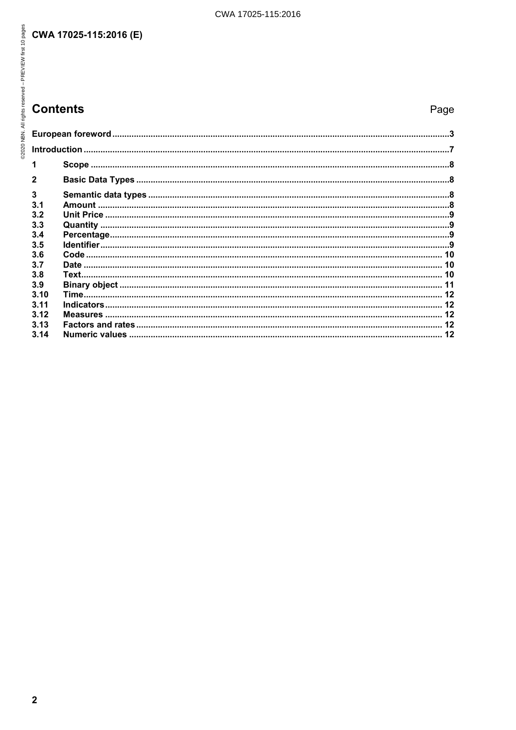# Contents

| | | Page |
|---|---|---|
| European foreword | | 3 |
| Introduction | | 7 |
| 1 | Scope | 8 |
| 2 | Basic Data Types | 8 |
| 3 | Semantic data types | 8 |
| 3.1 | Amount | 8 |
| 3.2 | Unit Price | 9 |
| 3.3 | Quantity | 9 |
| 3.4 | Percentage | 9 |
| 3.5 | Identifier | 9 |
| 3.6 | Code | 10 |
| 3.7 | Date | 10 |
| 3.8 | Text | 10 |
| 3.9 | Binary object | 11 |
| 3.10 | Time | 12 |
| 3.11 | Indicators | 12 |
| 3.12 | Measures | 12 |
| 3.13 | Factors and rates | 12 |
| 3.14 | Numeric values | 12 |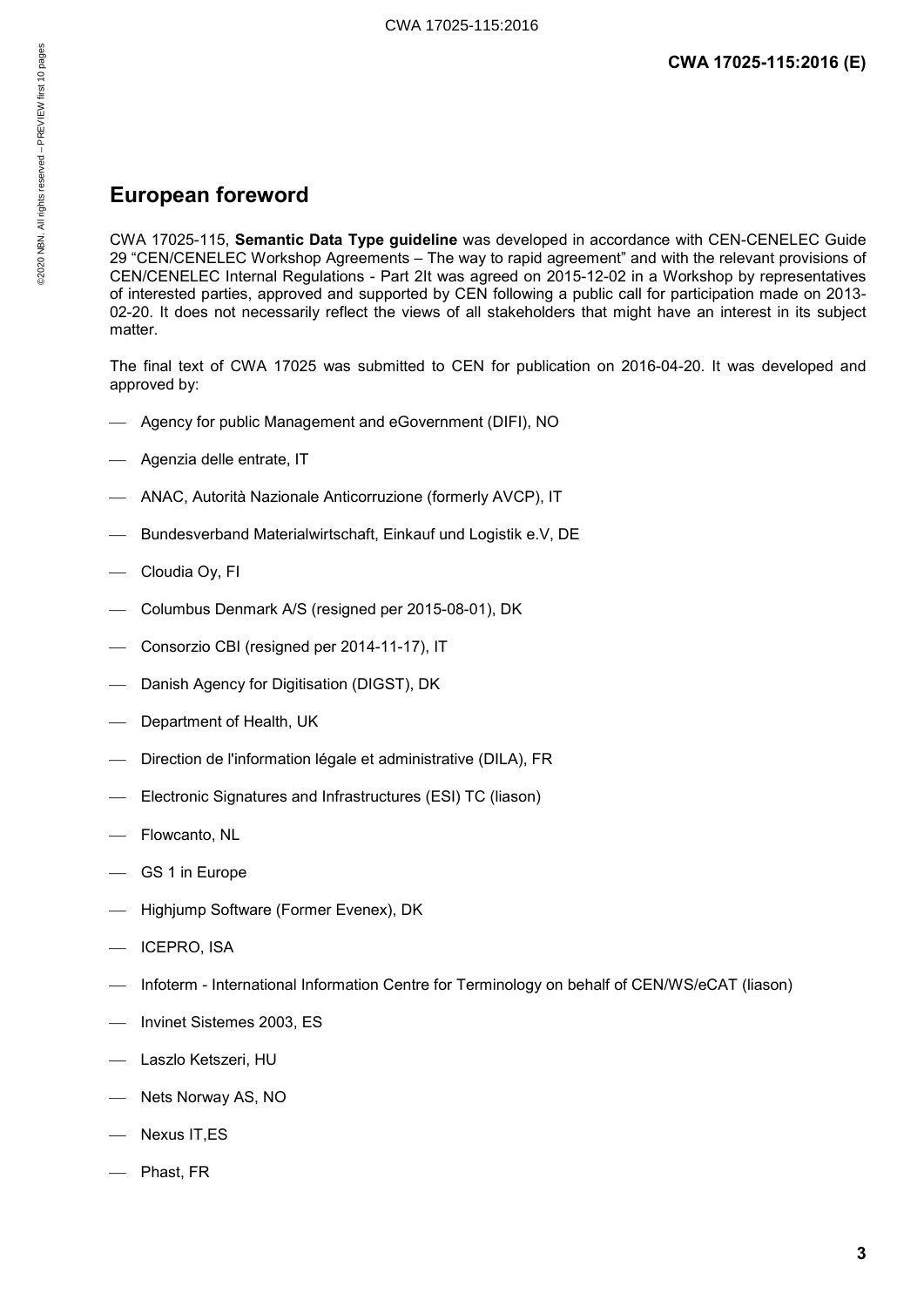## European foreword

CWA 17025-115, **Semantic Data Type guideline** was developed in accordance with CEN-CENELEC Guide 29 "CEN/CENELEC Workshop Agreements – The way to rapid agreement" and with the relevant provisions of CEN/CENELEC Internal Regulations - Part 2It was agreed on 2015-12-02 in a Workshop by representatives of interested parties, approved and supported by CEN following a public call for participation made on 2013-02-20. It does not necessarily reflect the views of all stakeholders that might have an interest in its subject matter.

The final text of CWA 17025 was submitted to CEN for publication on 2016-04-20. It was developed and approved by:

- Agency for public Management and eGovernment (DIFI), NO
- Agenzia delle entrate, IT
- ANAC, Autorità Nazionale Anticorruzione (formerly AVCP), IT
- Bundesverband Materialwirtschaft, Einkauf und Logistik e.V, DE
- Cloudia Oy, FI
- Columbus Denmark A/S (resigned per 2015-08-01), DK
- Consorzio CBI (resigned per 2014-11-17), IT
- Danish Agency for Digitisation (DIGST), DK
- Department of Health, UK
- Direction de l'information légale et administrative (DILA), FR
- Electronic Signatures and Infrastructures (ESI) TC (liason)
- Flowcanto, NL
- GS 1 in Europe
- Highjump Software (Former Evenex), DK
- ICEPRO, ISA
- Infoterm - International Information Centre for Terminology on behalf of CEN/WS/eCAT (liason)
- Invinet Sistemes 2003, ES
- Laszlo Ketszeri, HU
- Nets Norway AS, NO
- Nexus IT,ES
- Phast, FR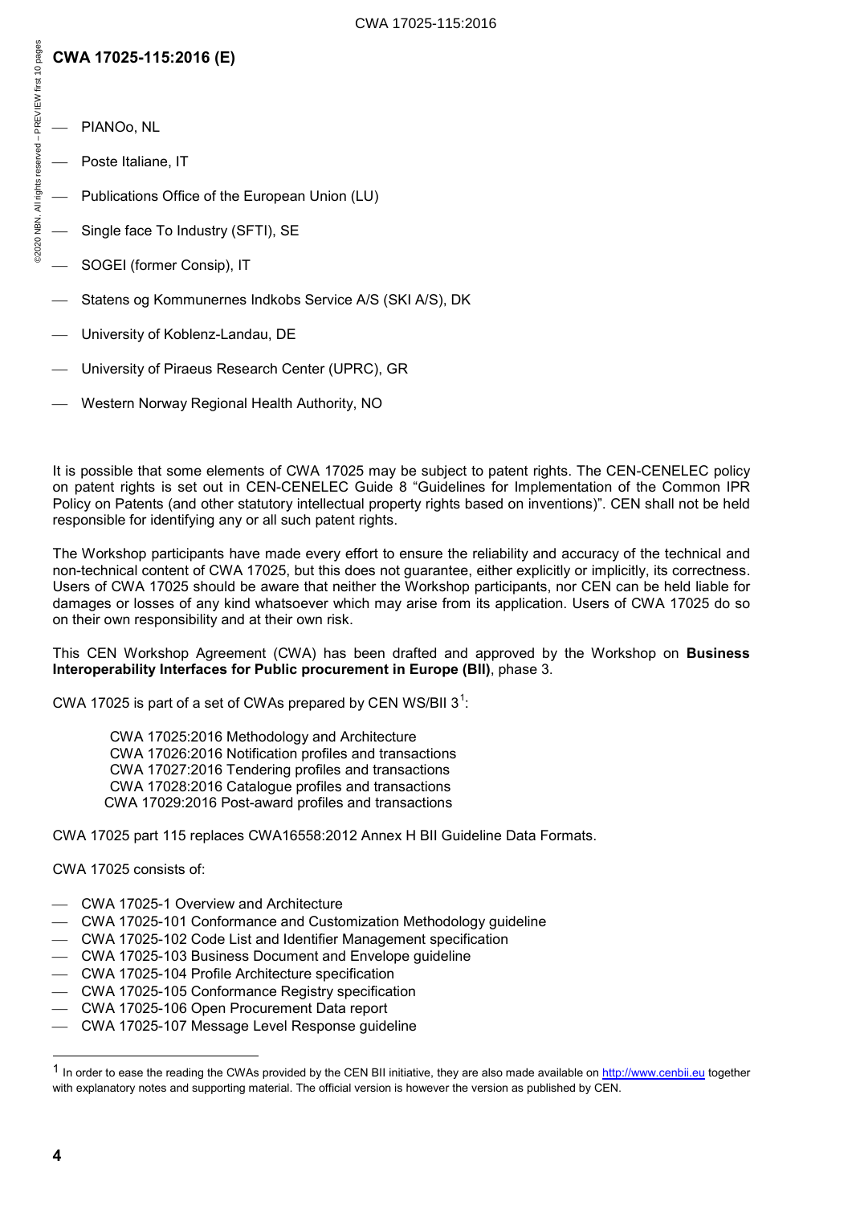- PIANOo, NL
- Poste Italiane, IT
- Publications Office of the European Union (LU)
- Single face To Industry (SFTI), SE
- SOGEI (former Consip), IT
- Statens og Kommunernes Indkobs Service A/S (SKI A/S), DK
- University of Koblenz-Landau, DE
- University of Piraeus Research Center (UPRC), GR
- Western Norway Regional Health Authority, NO

It is possible that some elements of CWA 17025 may be subject to patent rights. The CEN-CENELEC policy on patent rights is set out in CEN-CENELEC Guide 8 “Guidelines for Implementation of the Common IPR Policy on Patents (and other statutory intellectual property rights based on inventions)”. CEN shall not be held responsible for identifying any or all such patent rights.

The Workshop participants have made every effort to ensure the reliability and accuracy of the technical and non-technical content of CWA 17025, but this does not guarantee, either explicitly or implicitly, its correctness. Users of CWA 17025 should be aware that neither the Workshop participants, nor CEN can be held liable for damages or losses of any kind whatsoever which may arise from its application. Users of CWA 17025 do so on their own responsibility and at their own risk.

This CEN Workshop Agreement (CWA) has been drafted and approved by the Workshop on **Business Interoperability Interfaces for Public procurement in Europe (BII)**, phase 3.

CWA 17025 is part of a set of CWAs prepared by CEN WS/BII 3[1]:

CWA 17025:2016 Methodology and Architecture
CWA 17026:2016 Notification profiles and transactions
CWA 17027:2016 Tendering profiles and transactions
CWA 17028:2016 Catalogue profiles and transactions
CWA 17029:2016 Post-award profiles and transactions

CWA 17025 part 115 replaces CWA16558:2012 Annex H BII Guideline Data Formats.

CWA 17025 consists of:

- CWA 17025-1 Overview and Architecture
- CWA 17025-101 Conformance and Customization Methodology guideline
- CWA 17025-102 Code List and Identifier Management specification
- CWA 17025-103 Business Document and Envelope guideline
- CWA 17025-104 Profile Architecture specification
- CWA 17025-105 Conformance Registry specification
- CWA 17025-106 Open Procurement Data report
- CWA 17025-107 Message Level Response guideline

[1] In order to ease the reading the CWAs provided by the CEN BII initiative, they are also made available on http://www.cenbii.eu together with explanatory notes and supporting material. The official version is however the version as published by CEN.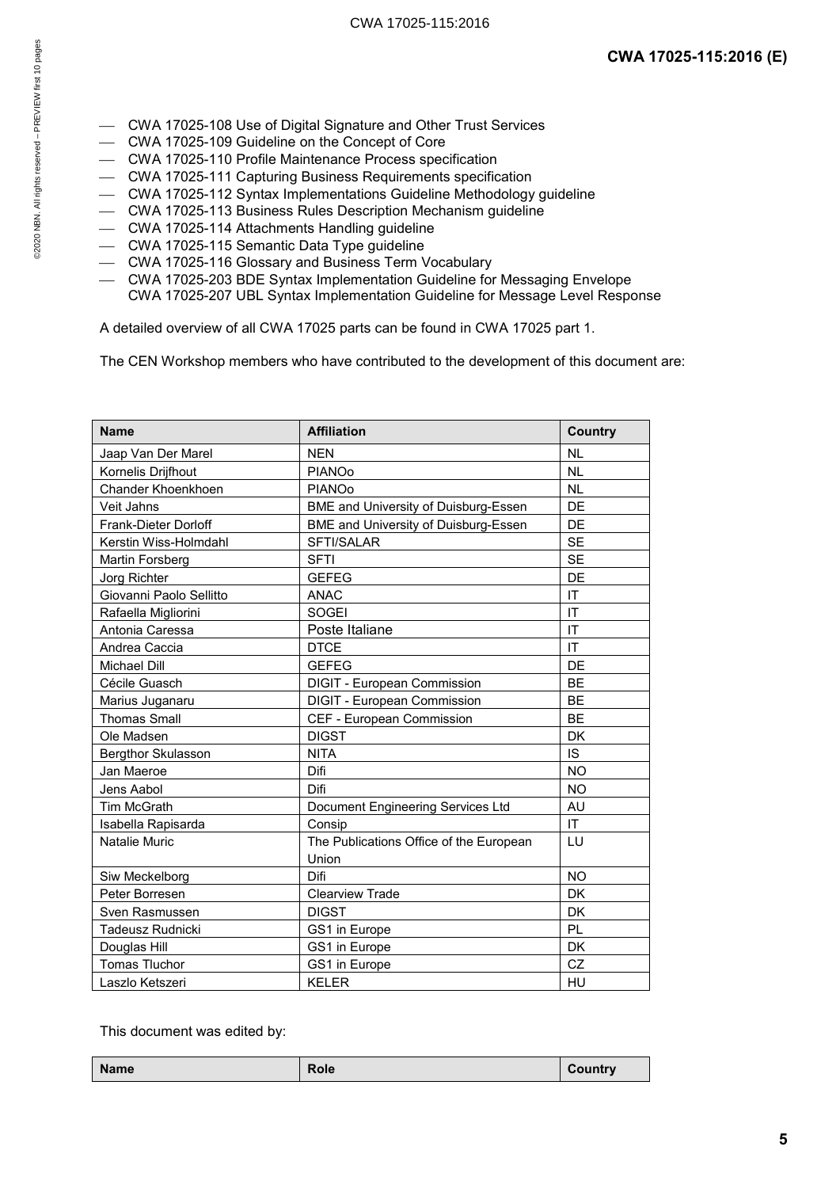- CWA 17025-108 Use of Digital Signature and Other Trust Services
- CWA 17025-109 Guideline on the Concept of Core
- CWA 17025-110 Profile Maintenance Process specification
- CWA 17025-111 Capturing Business Requirements specification
- CWA 17025-112 Syntax Implementations Guideline Methodology guideline
- CWA 17025-113 Business Rules Description Mechanism guideline
- CWA 17025-114 Attachments Handling guideline
- CWA 17025-115 Semantic Data Type guideline
- CWA 17025-116 Glossary and Business Term Vocabulary
- CWA 17025-203 BDE Syntax Implementation Guideline for Messaging Envelope
  CWA 17025-207 UBL Syntax Implementation Guideline for Message Level Response

A detailed overview of all CWA 17025 parts can be found in CWA 17025 part 1.

The CEN Workshop members who have contributed to the development of this document are:

| Name | Affiliation | Country |
|---|---|---|
| Jaap Van Der Marel | NEN | NL |
| Kornelis Drijfhout | PIANOo | NL |
| Chander Khoenkhoen | PIANOo | NL |
| Veit Jahns | BME and University of Duisburg-Essen | DE |
| Frank-Dieter Dorloff | BME and University of Duisburg-Essen | DE |
| Kerstin Wiss-Holmdahl | SFTI/SALAR | SE |
| Martin Forsberg | SFTI | SE |
| Jorg Richter | GEFEG | DE |
| Giovanni Paolo Sellitto | ANAC | IT |
| Rafaella Migliorini | SOGEI | IT |
| Antonia Caressa | Poste Italiane | IT |
| Andrea Caccia | DTCE | IT |
| Michael Dill | GEFEG | DE |
| Cécile Guasch | DIGIT - European Commission | BE |
| Marius Juganaru | DIGIT - European Commission | BE |
| Thomas Small | CEF - European Commission | BE |
| Ole Madsen | DIGST | DK |
| Bergthor Skulasson | NITA | IS |
| Jan Maeroe | Difi | NO |
| Jens Aabol | Difi | NO |
| Tim McGrath | Document Engineering Services Ltd | AU |
| Isabella Rapisarda | Consip | IT |
| Natalie Muric | The Publications Office of the European Union | LU |
| Siw Meckelborg | Difi | NO |
| Peter Borresen | Clearview Trade | DK |
| Sven Rasmussen | DIGST | DK |
| Tadeusz Rudnicki | GS1 in Europe | PL |
| Douglas Hill | GS1 in Europe | DK |
| Tomas Tluchor | GS1 in Europe | CZ |
| Laszlo Ketszeri | KELER | HU |

This document was edited by:

| Name | Role | Country |
|---|---|---|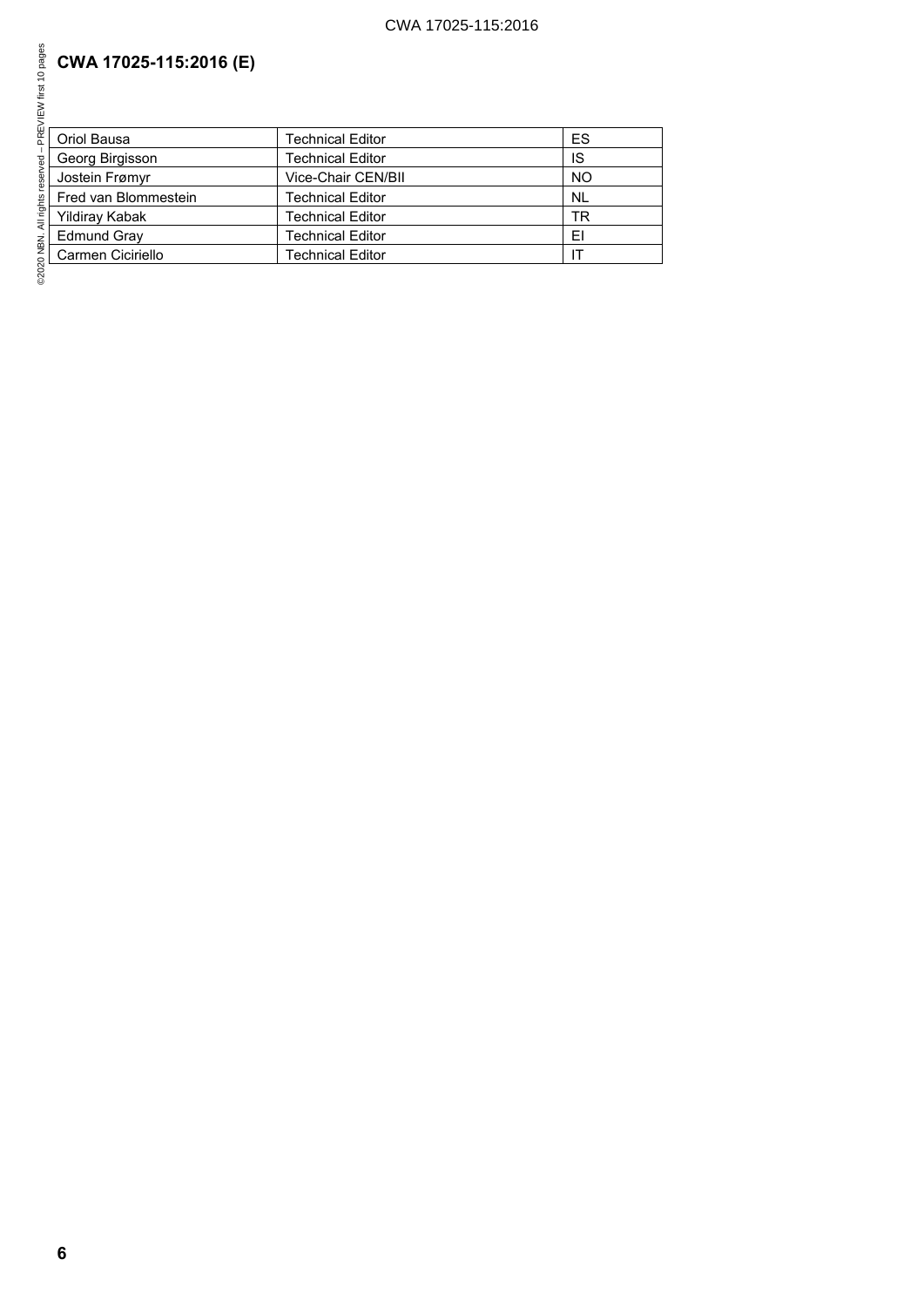| Oriol Bausa | Technical Editor | ES |
|---|---|---|
| Georg Birgisson | Technical Editor | IS |
| Jostein Frømyr | Vice-Chair CEN/BII | NO |
| Fred van Blommestein | Technical Editor | NL |
| Yildiray Kabak | Technical Editor | TR |
| Edmund Gray | Technical Editor | EI |
| Carmen Ciciriello | Technical Editor | IT |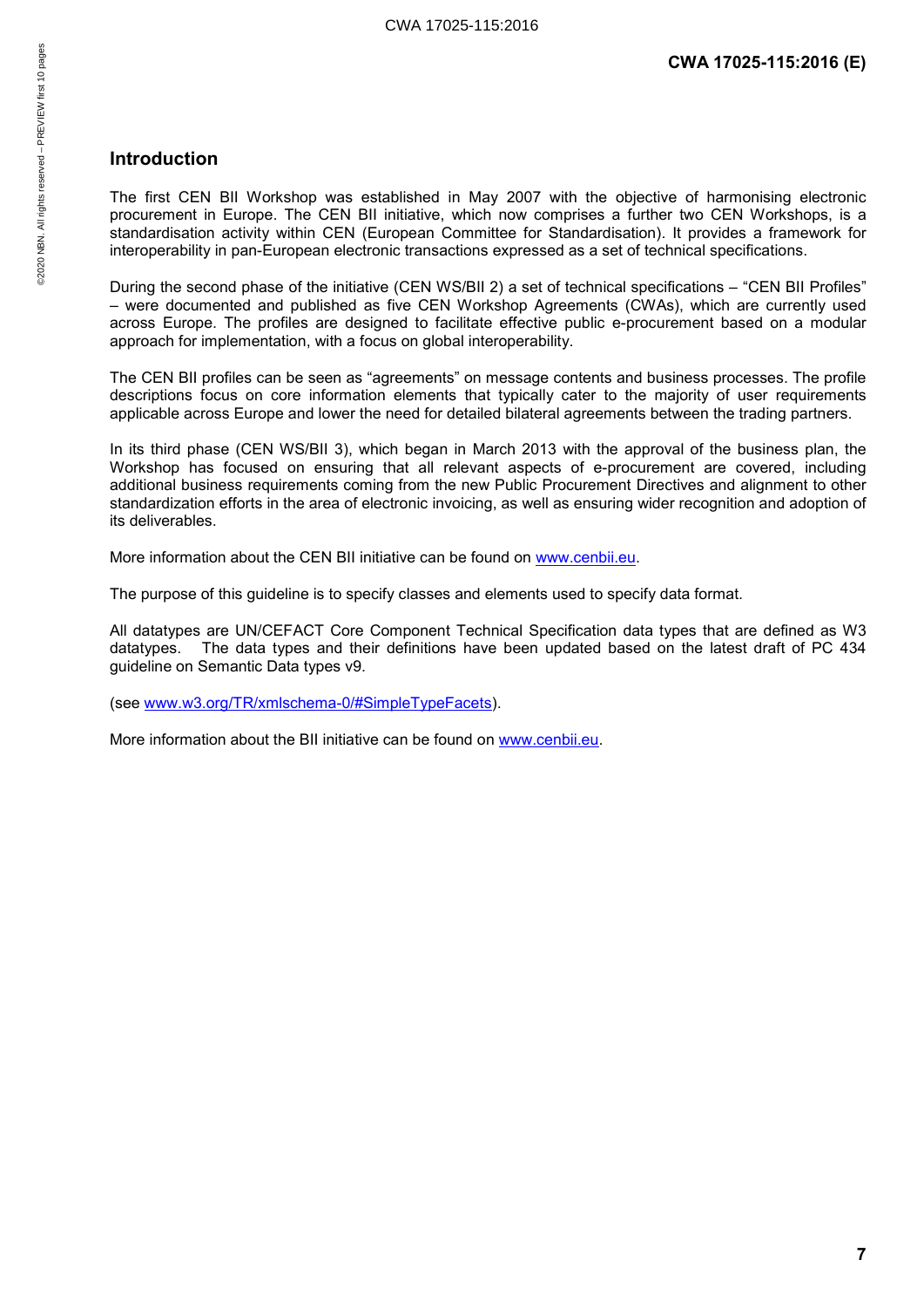# Introduction

The first CEN BII Workshop was established in May 2007 with the objective of harmonising electronic procurement in Europe. The CEN BII initiative, which now comprises a further two CEN Workshops, is a standardisation activity within CEN (European Committee for Standardisation). It provides a framework for interoperability in pan-European electronic transactions expressed as a set of technical specifications.

During the second phase of the initiative (CEN WS/BII 2) a set of technical specifications – "CEN BII Profiles" – were documented and published as five CEN Workshop Agreements (CWAs), which are currently used across Europe. The profiles are designed to facilitate effective public e-procurement based on a modular approach for implementation, with a focus on global interoperability.

The CEN BII profiles can be seen as "agreements" on message contents and business processes. The profile descriptions focus on core information elements that typically cater to the majority of user requirements applicable across Europe and lower the need for detailed bilateral agreements between the trading partners.

In its third phase (CEN WS/BII 3), which began in March 2013 with the approval of the business plan, the Workshop has focused on ensuring that all relevant aspects of e-procurement are covered, including additional business requirements coming from the new Public Procurement Directives and alignment to other standardization efforts in the area of electronic invoicing, as well as ensuring wider recognition and adoption of its deliverables.

More information about the CEN BII initiative can be found on www.cenbii.eu.

The purpose of this guideline is to specify classes and elements used to specify data format.

All datatypes are UN/CEFACT Core Component Technical Specification data types that are defined as W3 datatypes. The data types and their definitions have been updated based on the latest draft of PC 434 guideline on Semantic Data types v9.

(see www.w3.org/TR/xmlschema-0/#SimpleTypeFacets).

More information about the BII initiative can be found on www.cenbii.eu.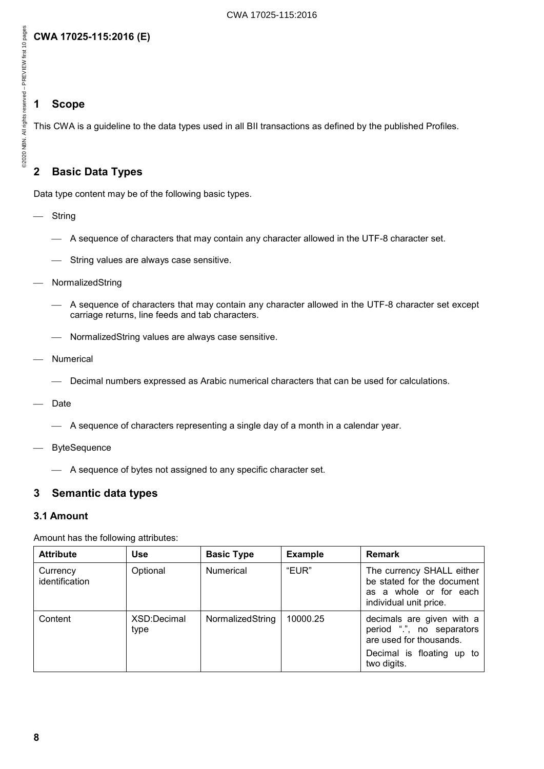# CWA 17025-115:2016 (E)

## 1 Scope

This CWA is a guideline to the data types used in all BII transactions as defined by the published Profiles.

## 2 Basic Data Types

Data type content may be of the following basic types.

- String
  - A sequence of characters that may contain any character allowed in the UTF-8 character set.
  - String values are always case sensitive.
- NormalizedString
  - A sequence of characters that may contain any character allowed in the UTF-8 character set except carriage returns, line feeds and tab characters.
  - NormalizedString values are always case sensitive.
- Numerical
  - Decimal numbers expressed as Arabic numerical characters that can be used for calculations.
- Date
  - A sequence of characters representing a single day of a month in a calendar year.
- ByteSequence
  - A sequence of bytes not assigned to any specific character set.

## 3 Semantic data types

### 3.1 Amount

Amount has the following attributes:

| Attribute | Use | Basic Type | Example | Remark |
|---|---|---|---|---|
| Currency identification | Optional | Numerical | “EUR” | The currency SHALL either be stated for the document as a whole or for each individual unit price. |
| Content | XSD:Decimal type | NormalizedString | 10000.25 | decimals are given with a period “.”, no separators are used for thousands.<br>Decimal is floating up to two digits. |